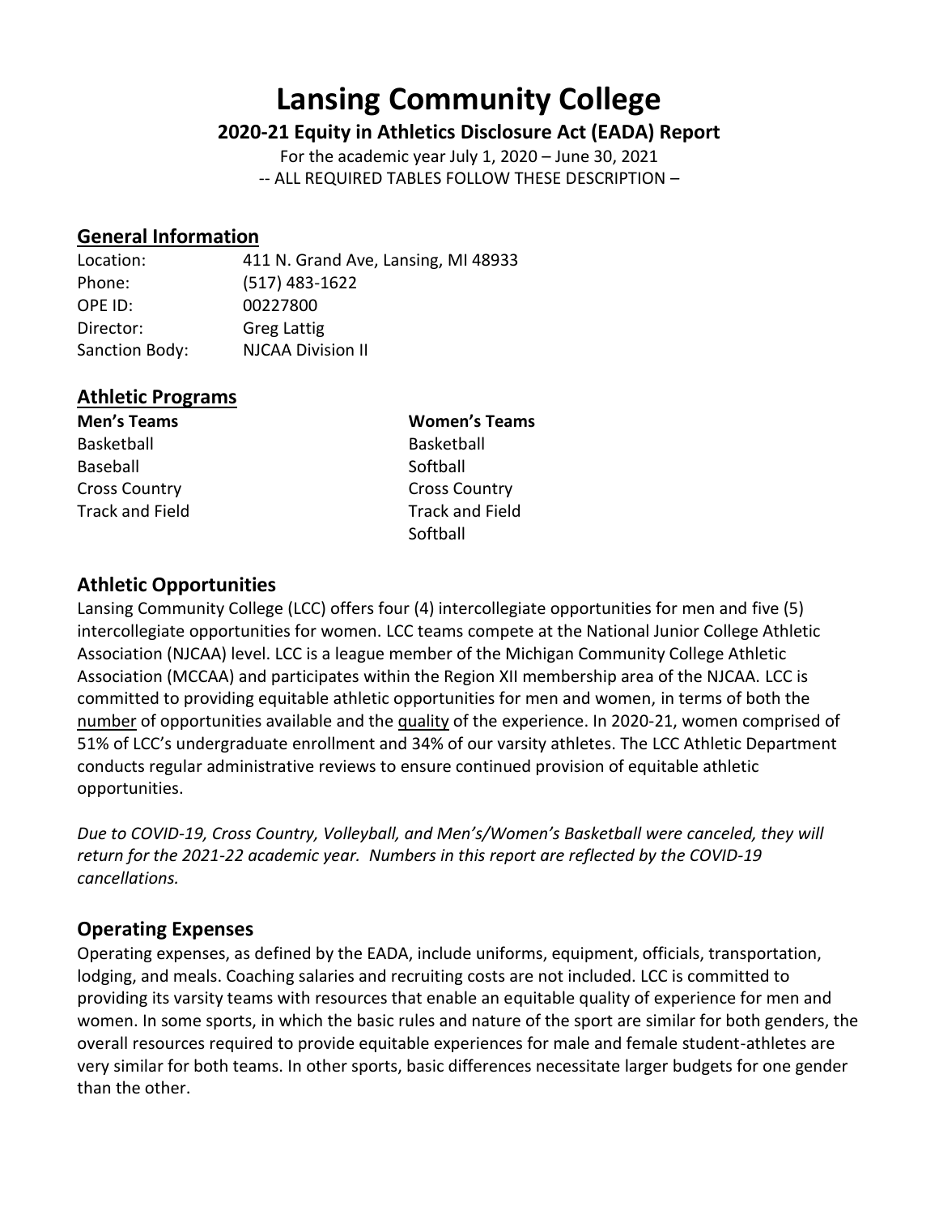# Lansing Community College

## 2020-21 Equity in Athletics Disclosure Act (EADA) Report

For the academic year July 1, 2020 – June 30, 2021

-- ALL REQUIRED TABLES FOLLOW THESE DESCRIPTION –

## General Information

| | |
|---|---|
| Location: | 411 N. Grand Ave, Lansing, MI 48933 |
| Phone: | (517) 483-1622 |
| OPE ID: | 00227800 |
| Director: | Greg Lattig |
| Sanction Body: | NJCAA Division II |

## Athletic Programs

| Men's Teams | Women's Teams |
|---|---|
| Basketball | Basketball |
| Baseball | Softball |
| Cross Country | Cross Country |
| Track and Field | Track and Field |
| | Softball |

## Athletic Opportunities

Lansing Community College (LCC) offers four (4) intercollegiate opportunities for men and five (5) intercollegiate opportunities for women. LCC teams compete at the National Junior College Athletic Association (NJCAA) level. LCC is a league member of the Michigan Community College Athletic Association (MCCAA) and participates within the Region XII membership area of the NJCAA. LCC is committed to providing equitable athletic opportunities for men and women, in terms of both the number of opportunities available and the quality of the experience. In 2020-21, women comprised of 51% of LCC's undergraduate enrollment and 34% of our varsity athletes. The LCC Athletic Department conducts regular administrative reviews to ensure continued provision of equitable athletic opportunities.

*Due to COVID-19, Cross Country, Volleyball, and Men's/Women's Basketball were canceled, they will return for the 2021-22 academic year. Numbers in this report are reflected by the COVID-19 cancellations.*

## Operating Expenses

Operating expenses, as defined by the EADA, include uniforms, equipment, officials, transportation, lodging, and meals. Coaching salaries and recruiting costs are not included. LCC is committed to providing its varsity teams with resources that enable an equitable quality of experience for men and women. In some sports, in which the basic rules and nature of the sport are similar for both genders, the overall resources required to provide equitable experiences for male and female student-athletes are very similar for both teams. In other sports, basic differences necessitate larger budgets for one gender than the other.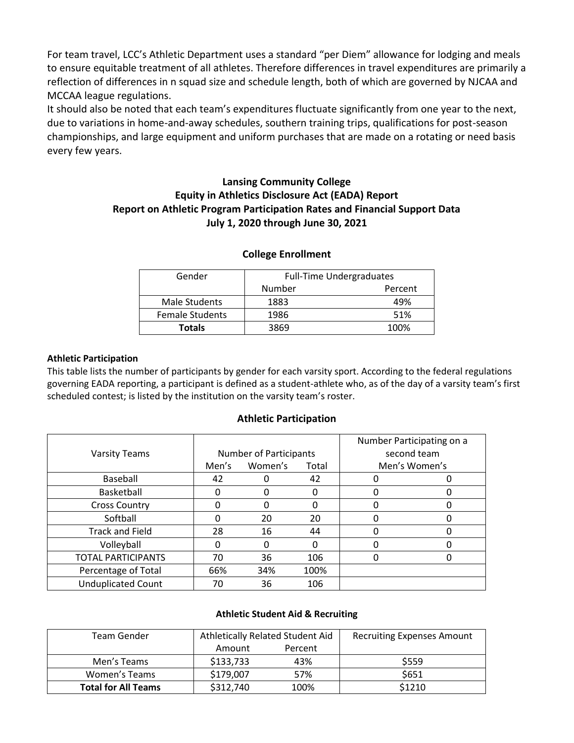For team travel, LCC's Athletic Department uses a standard "per Diem" allowance for lodging and meals to ensure equitable treatment of all athletes. Therefore differences in travel expenditures are primarily a reflection of differences in n squad size and schedule length, both of which are governed by NJCAA and MCCAA league regulations.

It should also be noted that each team's expenditures fluctuate significantly from one year to the next, due to variations in home-and-away schedules, southern training trips, qualifications for post-season championships, and large equipment and uniform purchases that are made on a rotating or need basis every few years.

**Lansing Community College**
**Equity in Athletics Disclosure Act (EADA) Report**
**Report on Athletic Program Participation Rates and Financial Support Data**
**July 1, 2020 through June 30, 2021**

### College Enrollment

| Gender | Full-Time Undergraduates | |
|---|---|---|
| | Number | Percent |
| Male Students | 1883 | 49% |
| Female Students | 1986 | 51% |
| **Totals** | 3869 | 100% |

**Athletic Participation**

This table lists the number of participants by gender for each varsity sport. According to the federal regulations governing EADA reporting, a participant is defined as a student-athlete who, as of the day of a varsity team's first scheduled contest; is listed by the institution on the varsity team's roster.

### Athletic Participation

| Varsity Teams | Number of Participants | | | Number Participating on a second team | |
|---|---|---|---|---|---|
| | Men's | Women's | Total | Men's | Women's |
| Baseball | 42 | 0 | 42 | 0 | 0 |
| Basketball | 0 | 0 | 0 | 0 | 0 |
| Cross Country | 0 | 0 | 0 | 0 | 0 |
| Softball | 0 | 20 | 20 | 0 | 0 |
| Track and Field | 28 | 16 | 44 | 0 | 0 |
| Volleyball | 0 | 0 | 0 | 0 | 0 |
| TOTAL PARTICIPANTS | 70 | 36 | 106 | 0 | 0 |
| Percentage of Total | 66% | 34% | 100% | | |
| Unduplicated Count | 70 | 36 | 106 | | |

**Athletic Student Aid & Recruiting**

| Team Gender | Athletically Related Student Aid | | Recruiting Expenses Amount |
|---|---|---|---|
| | Amount | Percent | |
| Men's Teams | $133,733 | 43% | $559 |
| Women's Teams | $179,007 | 57% | $651 |
| **Total for All Teams** | $312,740 | 100% | $1210 |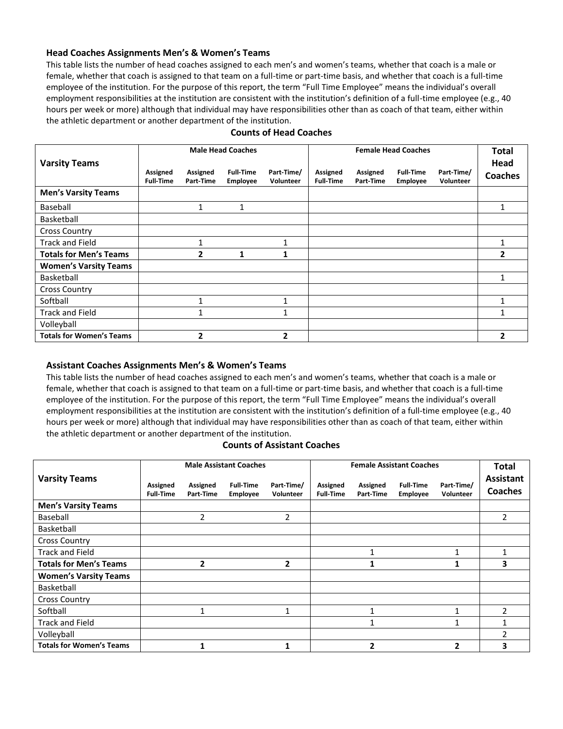### Head Coaches Assignments Men's & Women's Teams

This table lists the number of head coaches assigned to each men's and women's teams, whether that coach is a male or female, whether that coach is assigned to that team on a full-time or part-time basis, and whether that coach is a full-time employee of the institution. For the purpose of this report, the term "Full Time Employee" means the individual's overall employment responsibilities at the institution are consistent with the institution's definition of a full-time employee (e.g., 40 hours per week or more) although that individual may have responsibilities other than as coach of that team, either within the athletic department or another department of the institution.

**Counts of Head Coaches**

| Varsity Teams | Male Head Coaches | | | | Female Head Coaches | | | | Total Head Coaches |
|---|---|---|---|---|---|---|---|---|---|
| | Assigned Full-Time | Assigned Part-Time | Full-Time Employee | Part-Time/ Volunteer | Assigned Full-Time | Assigned Part-Time | Full-Time Employee | Part-Time/ Volunteer | |
| **Men's Varsity Teams** | | | | | | | | | |
| Baseball | | 1 | 1 | | | | | | 1 |
| Basketball | | | | | | | | | |
| Cross Country | | | | | | | | | |
| Track and Field | | 1 | | 1 | | | | | 1 |
| **Totals for Men's Teams** | | **2** | **1** | **1** | | | | | **2** |
| **Women's Varsity Teams** | | | | | | | | | |
| Basketball | | | | | | | | | 1 |
| Cross Country | | | | | | | | | |
| Softball | | 1 | | 1 | | | | | 1 |
| Track and Field | | 1 | | 1 | | | | | 1 |
| Volleyball | | | | | | | | | |
| **Totals for Women's Teams** | | **2** | | **2** | | | | | **2** |

### Assistant Coaches Assignments Men's & Women's Teams

This table lists the number of head coaches assigned to each men's and women's teams, whether that coach is a male or female, whether that coach is assigned to that team on a full-time or part-time basis, and whether that coach is a full-time employee of the institution. For the purpose of this report, the term "Full Time Employee" means the individual's overall employment responsibilities at the institution are consistent with the institution's definition of a full-time employee (e.g., 40 hours per week or more) although that individual may have responsibilities other than as coach of that team, either within the athletic department or another department of the institution.

**Counts of Assistant Coaches**

| Varsity Teams | Male Assistant Coaches | | | | Female Assistant Coaches | | | | Total Assistant Coaches |
|---|---|---|---|---|---|---|---|---|---|
| | Assigned Full-Time | Assigned Part-Time | Full-Time Employee | Part-Time/ Volunteer | Assigned Full-Time | Assigned Part-Time | Full-Time Employee | Part-Time/ Volunteer | |
| **Men's Varsity Teams** | | | | | | | | | |
| Baseball | | 2 | | 2 | | | | | 2 |
| Basketball | | | | | | | | | |
| Cross Country | | | | | | | | | |
| Track and Field | | | | | | 1 | | 1 | 1 |
| **Totals for Men's Teams** | | **2** | | **2** | | **1** | | **1** | **3** |
| **Women's Varsity Teams** | | | | | | | | | |
| Basketball | | | | | | | | | |
| Cross Country | | | | | | | | | |
| Softball | | 1 | | 1 | | 1 | | 1 | 2 |
| Track and Field | | | | | | 1 | | 1 | 1 |
| Volleyball | | | | | | | | | 2 |
| **Totals for Women's Teams** | | **1** | | **1** | | **2** | | **2** | **3** |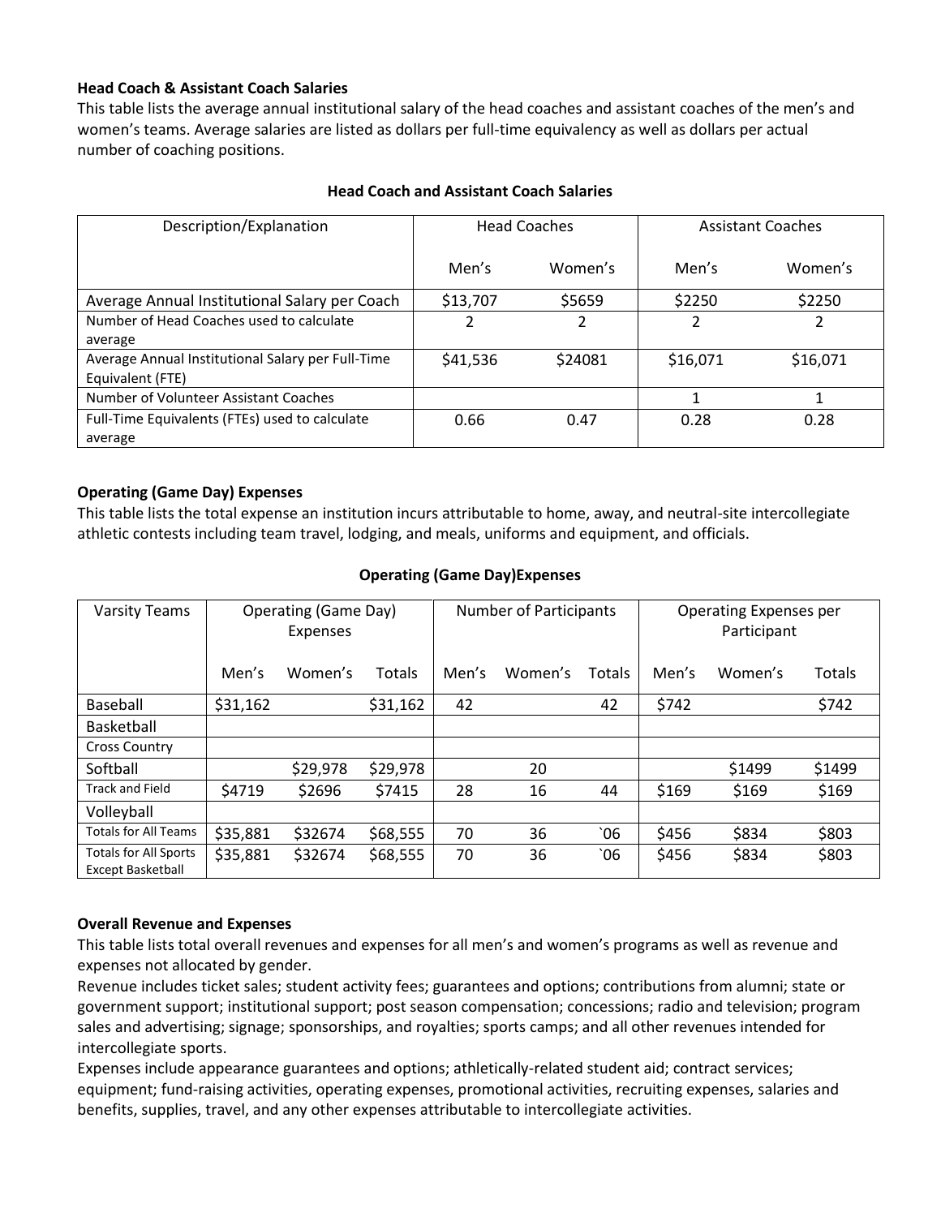**Head Coach & Assistant Coach Salaries**

This table lists the average annual institutional salary of the head coaches and assistant coaches of the men's and women's teams. Average salaries are listed as dollars per full-time equivalency as well as dollars per actual number of coaching positions.

**Head Coach and Assistant Coach Salaries**

| Description/Explanation | Head Coaches | | Assistant Coaches | |
|---|---|---|---|---|
| | Men's | Women's | Men's | Women's |
| Average Annual Institutional Salary per Coach | $13,707 | $5659 | $2250 | $2250 |
| Number of Head Coaches used to calculate average | 2 | 2 | 2 | 2 |
| Average Annual Institutional Salary per Full-Time Equivalent (FTE) | $41,536 | $24081 | $16,071 | $16,071 |
| Number of Volunteer Assistant Coaches | | | 1 | 1 |
| Full-Time Equivalents (FTEs) used to calculate average | 0.66 | 0.47 | 0.28 | 0.28 |

**Operating (Game Day) Expenses**

This table lists the total expense an institution incurs attributable to home, away, and neutral-site intercollegiate athletic contests including team travel, lodging, and meals, uniforms and equipment, and officials.

**Operating (Game Day)Expenses**

| Varsity Teams | Operating (Game Day) Expenses | | | Number of Participants | | | Operating Expenses per Participant | | |
|---|---|---|---|---|---|---|---|---|---|
| | Men's | Women's | Totals | Men's | Women's | Totals | Men's | Women's | Totals |
| Baseball | $31,162 | | $31,162 | 42 | | 42 | $742 | | $742 |
| Basketball | | | | | | | | | |
| Cross Country | | | | | | | | | |
| Softball | | $29,978 | $29,978 | | 20 | | | $1499 | $1499 |
| Track and Field | $4719 | $2696 | $7415 | 28 | 16 | 44 | $169 | $169 | $169 |
| Volleyball | | | | | | | | | |
| Totals for All Teams | $35,881 | $32674 | $68,555 | 70 | 36 | `06 | $456 | $834 | $803 |
| Totals for All Sports Except Basketball | $35,881 | $32674 | $68,555 | 70 | 36 | `06 | $456 | $834 | $803 |

**Overall Revenue and Expenses**

This table lists total overall revenues and expenses for all men's and women's programs as well as revenue and expenses not allocated by gender.

Revenue includes ticket sales; student activity fees; guarantees and options; contributions from alumni; state or government support; institutional support; post season compensation; concessions; radio and television; program sales and advertising; signage; sponsorships, and royalties; sports camps; and all other revenues intended for intercollegiate sports.

Expenses include appearance guarantees and options; athletically-related student aid; contract services; equipment; fund-raising activities, operating expenses, promotional activities, recruiting expenses, salaries and benefits, supplies, travel, and any other expenses attributable to intercollegiate activities.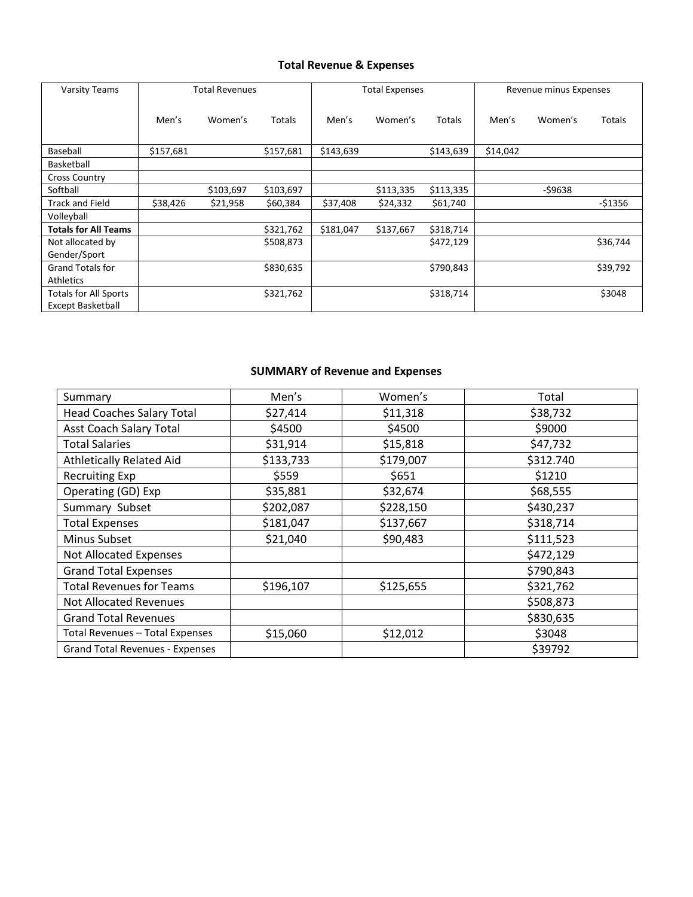## Total Revenue & Expenses

| Varsity Teams | Total Revenues | | | Total Expenses | | | Revenue minus Expenses | | |
|---|---|---|---|---|---|---|---|---|---|
| | Men's | Women's | Totals | Men's | Women's | Totals | Men's | Women's | Totals |
| Baseball | $157,681 | | $157,681 | $143,639 | | $143,639 | $14,042 | | |
| Basketball | | | | | | | | | |
| Cross Country | | | | | | | | | |
| Softball | | $103,697 | $103,697 | | $113,335 | $113,335 | | -$9638 | |
| Track and Field | $38,426 | $21,958 | $60,384 | $37,408 | $24,332 | $61,740 | | | -$1356 |
| Volleyball | | | | | | | | | |
| **Totals for All Teams** | | | $321,762 | $181,047 | $137,667 | $318,714 | | | |
| Not allocated by Gender/Sport | | | $508,873 | | | $472,129 | | | $36,744 |
| Grand Totals for Athletics | | | $830,635 | | | $790,843 | | | $39,792 |
| Totals for All Sports Except Basketball | | | $321,762 | | | $318,714 | | | $3048 |

## SUMMARY of Revenue and Expenses

| Summary | Men's | Women's | Total |
|---|---|---|---|
| Head Coaches Salary Total | $27,414 | $11,318 | $38,732 |
| Asst Coach Salary Total | $4500 | $4500 | $9000 |
| Total Salaries | $31,914 | $15,818 | $47,732 |
| Athletically Related Aid | $133,733 | $179,007 | $312.740 |
| Recruiting Exp | $559 | $651 | $1210 |
| Operating (GD) Exp | $35,881 | $32,674 | $68,555 |
| Summary Subset | $202,087 | $228,150 | $430,237 |
| Total Expenses | $181,047 | $137,667 | $318,714 |
| Minus Subset | $21,040 | $90,483 | $111,523 |
| Not Allocated Expenses | | | $472,129 |
| Grand Total Expenses | | | $790,843 |
| Total Revenues for Teams | $196,107 | $125,655 | $321,762 |
| Not Allocated Revenues | | | $508,873 |
| Grand Total Revenues | | | $830,635 |
| Total Revenues – Total Expenses | $15,060 | $12,012 | $3048 |
| Grand Total Revenues - Expenses | | | $39792 |